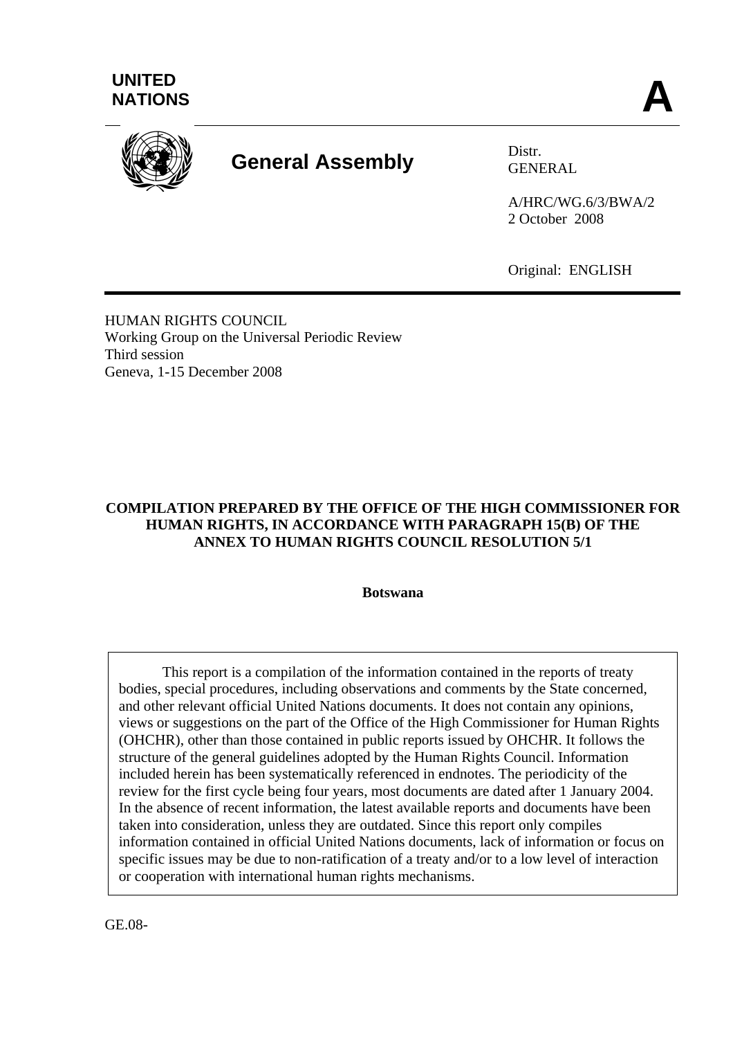UNITED NATIONS

# A

# General Assembly

Distr.
GENERAL

A/HRC/WG.6/3/BWA/2
2 October 2008

Original: ENGLISH

HUMAN RIGHTS COUNCIL
Working Group on the Universal Periodic Review
Third session
Geneva, 1-15 December 2008

**COMPILATION PREPARED BY THE OFFICE OF THE HIGH COMMISSIONER FOR HUMAN RIGHTS, IN ACCORDANCE WITH PARAGRAPH 15(B) OF THE ANNEX TO HUMAN RIGHTS COUNCIL RESOLUTION 5/1**

**Botswana**

This report is a compilation of the information contained in the reports of treaty bodies, special procedures, including observations and comments by the State concerned, and other relevant official United Nations documents. It does not contain any opinions, views or suggestions on the part of the Office of the High Commissioner for Human Rights (OHCHR), other than those contained in public reports issued by OHCHR. It follows the structure of the general guidelines adopted by the Human Rights Council. Information included herein has been systematically referenced in endnotes. The periodicity of the review for the first cycle being four years, most documents are dated after 1 January 2004. In the absence of recent information, the latest available reports and documents have been taken into consideration, unless they are outdated. Since this report only compiles information contained in official United Nations documents, lack of information or focus on specific issues may be due to non-ratification of a treaty and/or to a low level of interaction or cooperation with international human rights mechanisms.

GE.08-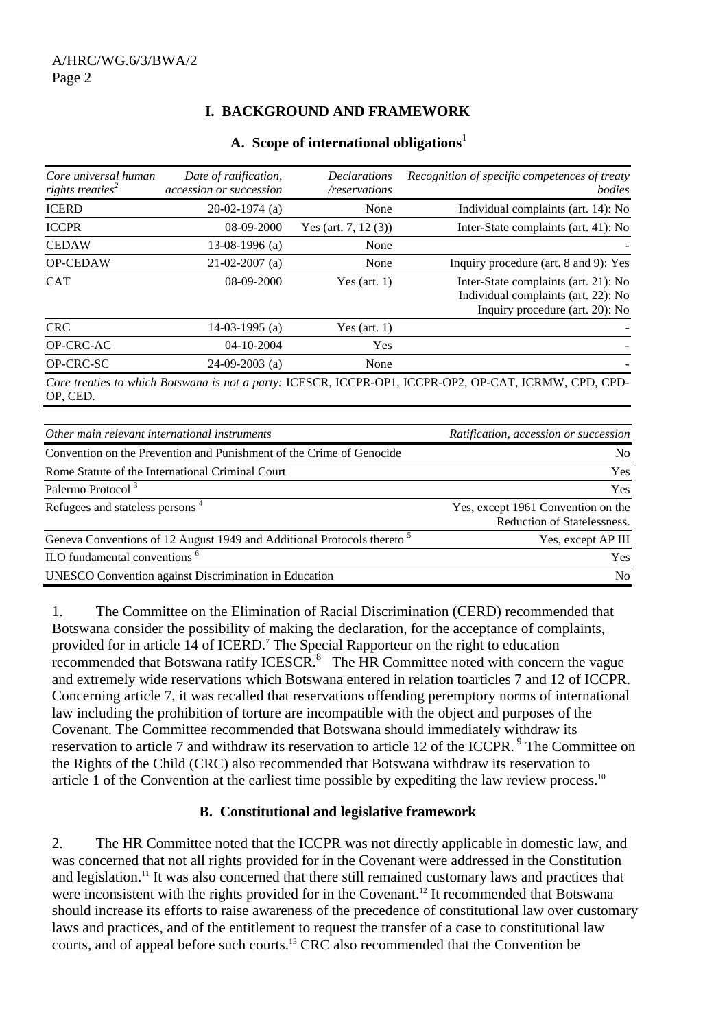## I. BACKGROUND AND FRAMEWORK

### A. Scope of international obligations[1]

| *Core universal human rights treaties*[2] | *Date of ratification, accession or succession* | *Declarations /reservations* | *Recognition of specific competences of treaty bodies* |
|---|---|---|---|
| ICERD | 20-02-1974 (a) | None | Individual complaints (art. 14): No |
| ICCPR | 08-09-2000 | Yes (art. 7, 12 (3)) | Inter-State complaints (art. 41): No |
| CEDAW | 13-08-1996 (a) | None | - |
| OP-CEDAW | 21-02-2007 (a) | None | Inquiry procedure (art. 8 and 9): Yes |
| CAT | 08-09-2000 | Yes (art. 1) | Inter-State complaints (art. 21): No<br>Individual complaints (art. 22): No<br>Inquiry procedure (art. 20): No |
| CRC | 14-03-1995 (a) | Yes (art. 1) | - |
| OP-CRC-AC | 04-10-2004 | Yes | - |
| OP-CRC-SC | 24-09-2003 (a) | None | - |

*Core treaties to which Botswana is not a party:* ICESCR, ICCPR-OP1, ICCPR-OP2, OP-CAT, ICRMW, CPD, CPD-OP, CED.

| *Other main relevant international instruments* | *Ratification, accession or succession* |
|---|---|
| Convention on the Prevention and Punishment of the Crime of Genocide | No |
| Rome Statute of the International Criminal Court | Yes |
| Palermo Protocol [3] | Yes |
| Refugees and stateless persons [4] | Yes, except 1961 Convention on the Reduction of Statelessness. |
| Geneva Conventions of 12 August 1949 and Additional Protocols thereto [5] | Yes, except AP III |
| ILO fundamental conventions [6] | Yes |
| UNESCO Convention against Discrimination in Education | No |

1. The Committee on the Elimination of Racial Discrimination (CERD) recommended that Botswana consider the possibility of making the declaration, for the acceptance of complaints, provided for in article 14 of ICERD.[7] The Special Rapporteur on the right to education recommended that Botswana ratify ICESCR.[8] The HR Committee noted with concern the vague and extremely wide reservations which Botswana entered in relation toarticles 7 and 12 of ICCPR. Concerning article 7, it was recalled that reservations offending peremptory norms of international law including the prohibition of torture are incompatible with the object and purposes of the Covenant. The Committee recommended that Botswana should immediately withdraw its reservation to article 7 and withdraw its reservation to article 12 of the ICCPR.[9] The Committee on the Rights of the Child (CRC) also recommended that Botswana withdraw its reservation to article 1 of the Convention at the earliest time possible by expediting the law review process.[10]

### B. Constitutional and legislative framework

2. The HR Committee noted that the ICCPR was not directly applicable in domestic law, and was concerned that not all rights provided for in the Covenant were addressed in the Constitution and legislation.[11] It was also concerned that there still remained customary laws and practices that were inconsistent with the rights provided for in the Covenant.[12] It recommended that Botswana should increase its efforts to raise awareness of the precedence of constitutional law over customary laws and practices, and of the entitlement to request the transfer of a case to constitutional law courts, and of appeal before such courts.[13] CRC also recommended that the Convention be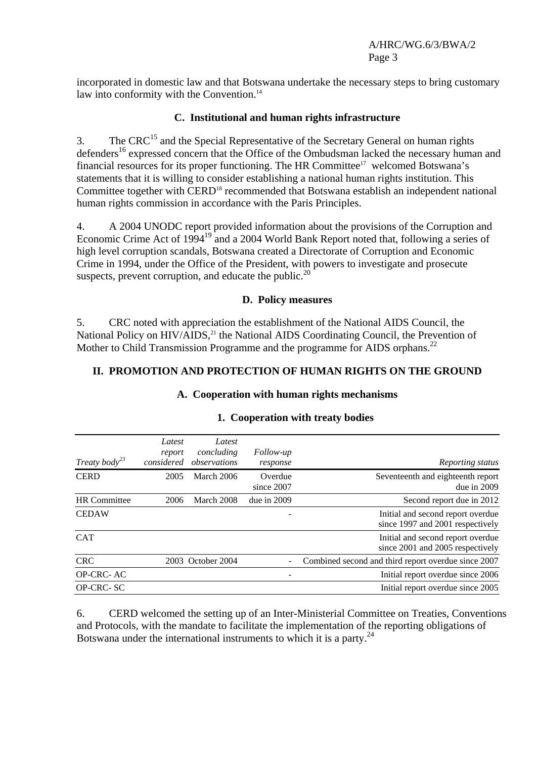incorporated in domestic law and that Botswana undertake the necessary steps to bring customary law into conformity with the Convention.[14]

### C. Institutional and human rights infrastructure

3. The CRC[15] and the Special Representative of the Secretary General on human rights defenders[16] expressed concern that the Office of the Ombudsman lacked the necessary human and financial resources for its proper functioning. The HR Committee[17] welcomed Botswana's statements that it is willing to consider establishing a national human rights institution. This Committee together with CERD[18] recommended that Botswana establish an independent national human rights commission in accordance with the Paris Principles.

4. A 2004 UNODC report provided information about the provisions of the Corruption and Economic Crime Act of 1994[19] and a 2004 World Bank Report noted that, following a series of high level corruption scandals, Botswana created a Directorate of Corruption and Economic Crime in 1994, under the Office of the President, with powers to investigate and prosecute suspects, prevent corruption, and educate the public.[20]

### D. Policy measures

5. CRC noted with appreciation the establishment of the National AIDS Council, the National Policy on HIV/AIDS,[21] the National AIDS Coordinating Council, the Prevention of Mother to Child Transmission Programme and the programme for AIDS orphans.[22]

## II. PROMOTION AND PROTECTION OF HUMAN RIGHTS ON THE GROUND

### A. Cooperation with human rights mechanisms

#### 1. Cooperation with treaty bodies

| *Treaty body*[23] | *Latest report considered* | *Latest concluding observations* | *Follow-up response* | *Reporting status* |
|---|---|---|---|---|
| CERD | 2005 | March 2006 | Overdue since 2007 | Seventeenth and eighteenth report due in 2009 |
| HR Committee | 2006 | March 2008 | due in 2009 | Second report due in 2012 |
| CEDAW | | | - | Initial and second report overdue since 1997 and 2001 respectively |
| CAT | | | | Initial and second report overdue since 2001 and 2005 respectively |
| CRC | 2003 | October 2004 | - | Combined second and third report overdue since 2007 |
| OP-CRC- AC | | | - | Initial report overdue since 2006 |
| OP-CRC- SC | | | | Initial report overdue since 2005 |

6. CERD welcomed the setting up of an Inter-Ministerial Committee on Treaties, Conventions and Protocols, with the mandate to facilitate the implementation of the reporting obligations of Botswana under the international instruments to which it is a party.[24]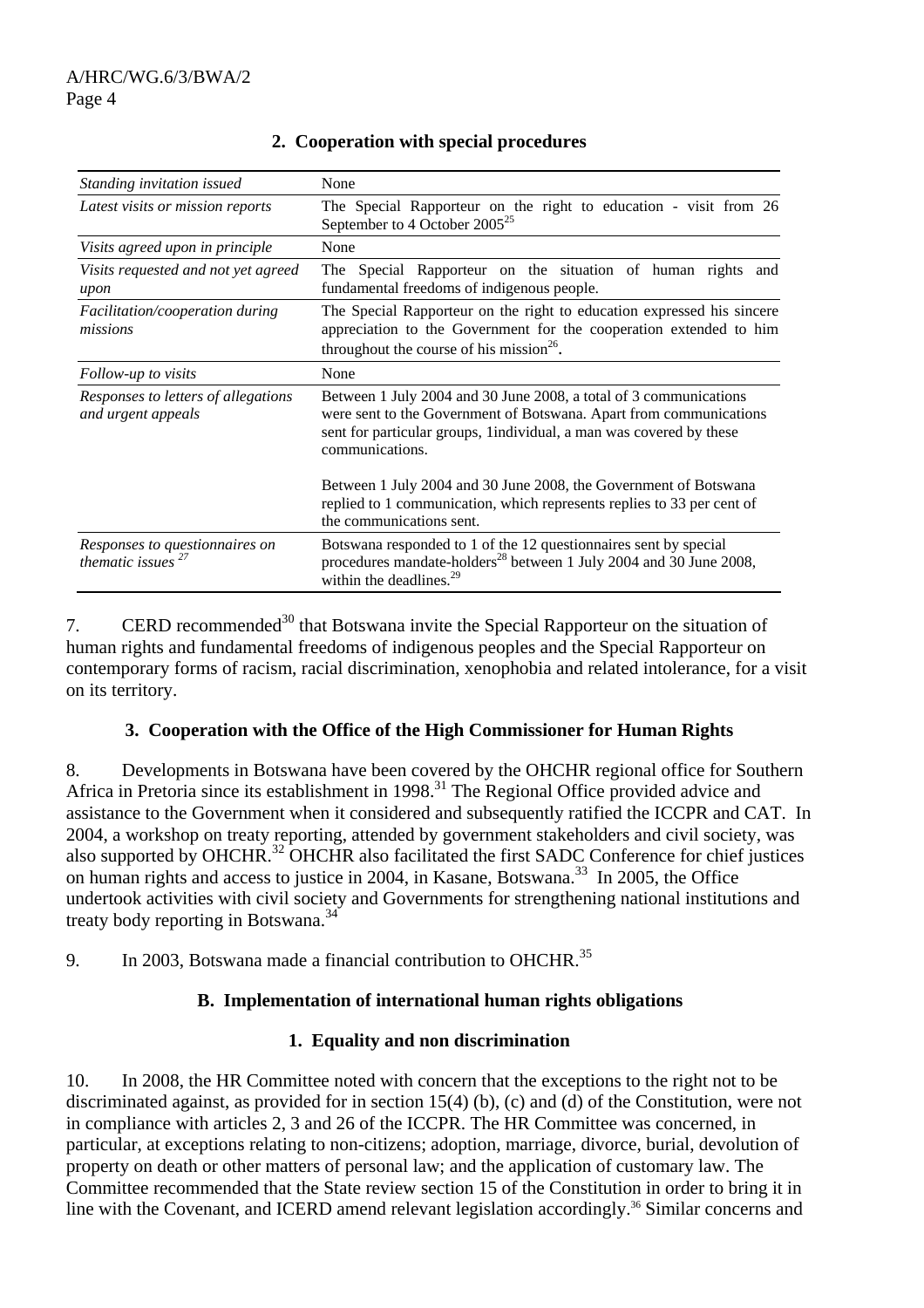## 2. Cooperation with special procedures

| | |
|---|---|
| *Standing invitation issued* | None |
| *Latest visits or mission reports* | The Special Rapporteur on the right to education - visit from 26 September to 4 October 2005[25] |
| *Visits agreed upon in principle* | None |
| *Visits requested and not yet agreed upon* | The Special Rapporteur on the situation of human rights and fundamental freedoms of indigenous people. |
| *Facilitation/cooperation during missions* | The Special Rapporteur on the right to education expressed his sincere appreciation to the Government for the cooperation extended to him throughout the course of his mission[26]. |
| *Follow-up to visits* | None |
| *Responses to letters of allegations and urgent appeals* | Between 1 July 2004 and 30 June 2008, a total of 3 communications were sent to the Government of Botswana. Apart from communications sent for particular groups, 1individual, a man was covered by these communications. Between 1 July 2004 and 30 June 2008, the Government of Botswana replied to 1 communication, which represents replies to 33 per cent of the communications sent. |
| *Responses to questionnaires on thematic issues* [27] | Botswana responded to 1 of the 12 questionnaires sent by special procedures mandate-holders[28] between 1 July 2004 and 30 June 2008, within the deadlines.[29] |

7. CERD recommended[30] that Botswana invite the Special Rapporteur on the situation of human rights and fundamental freedoms of indigenous peoples and the Special Rapporteur on contemporary forms of racism, racial discrimination, xenophobia and related intolerance, for a visit on its territory.

## 3. Cooperation with the Office of the High Commissioner for Human Rights

8. Developments in Botswana have been covered by the OHCHR regional office for Southern Africa in Pretoria since its establishment in 1998.[31] The Regional Office provided advice and assistance to the Government when it considered and subsequently ratified the ICCPR and CAT. In 2004, a workshop on treaty reporting, attended by government stakeholders and civil society, was also supported by OHCHR.[32] OHCHR also facilitated the first SADC Conference for chief justices on human rights and access to justice in 2004, in Kasane, Botswana.[33] In 2005, the Office undertook activities with civil society and Governments for strengthening national institutions and treaty body reporting in Botswana.[34]

9. In 2003, Botswana made a financial contribution to OHCHR.[35]

## B. Implementation of international human rights obligations

### 1. Equality and non discrimination

10. In 2008, the HR Committee noted with concern that the exceptions to the right not to be discriminated against, as provided for in section 15(4) (b), (c) and (d) of the Constitution, were not in compliance with articles 2, 3 and 26 of the ICCPR. The HR Committee was concerned, in particular, at exceptions relating to non-citizens; adoption, marriage, divorce, burial, devolution of property on death or other matters of personal law; and the application of customary law. The Committee recommended that the State review section 15 of the Constitution in order to bring it in line with the Covenant, and ICERD amend relevant legislation accordingly.[36] Similar concerns and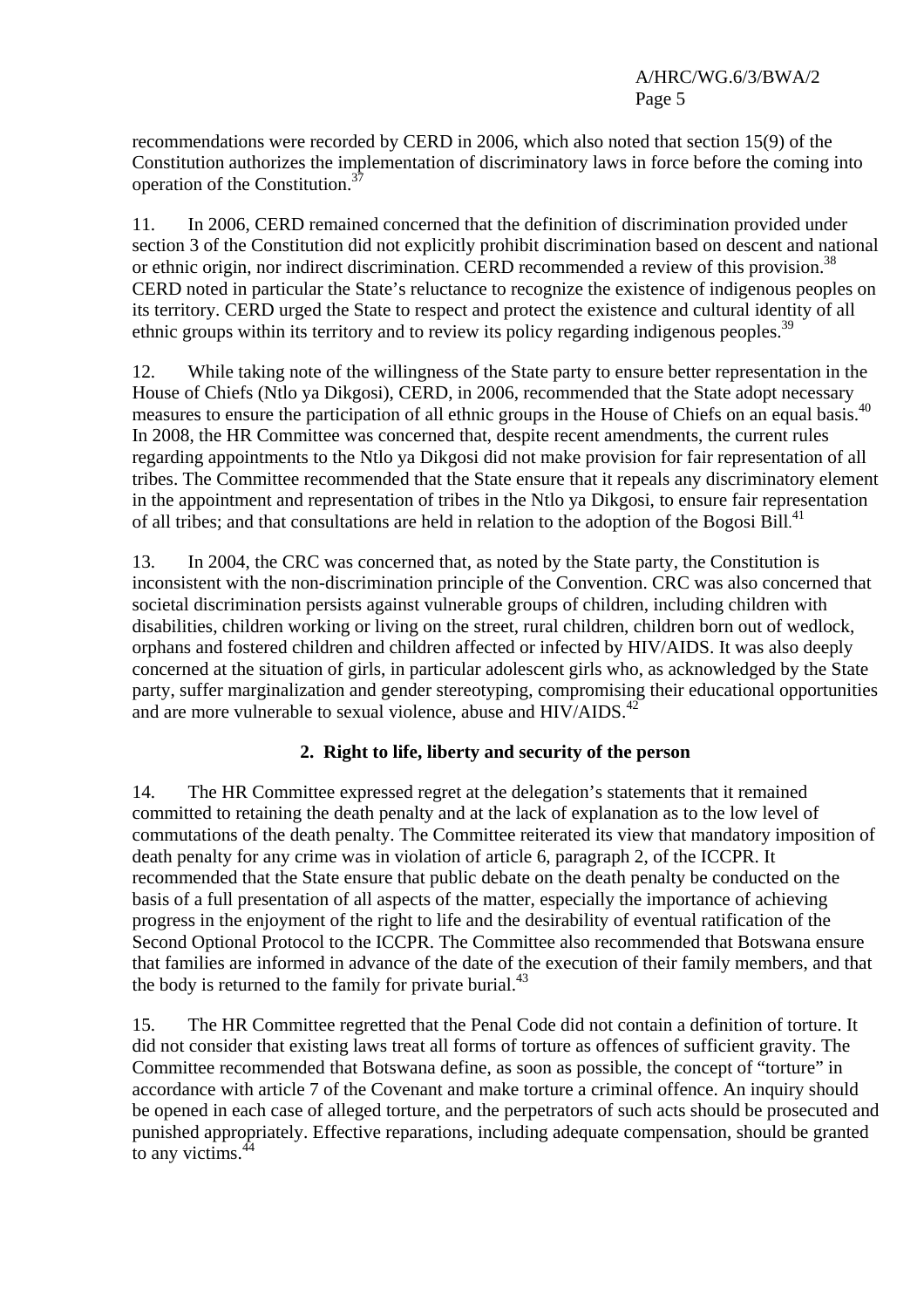recommendations were recorded by CERD in 2006, which also noted that section 15(9) of the Constitution authorizes the implementation of discriminatory laws in force before the coming into operation of the Constitution.[37]

11. In 2006, CERD remained concerned that the definition of discrimination provided under section 3 of the Constitution did not explicitly prohibit discrimination based on descent and national or ethnic origin, nor indirect discrimination. CERD recommended a review of this provision.[38] CERD noted in particular the State's reluctance to recognize the existence of indigenous peoples on its territory. CERD urged the State to respect and protect the existence and cultural identity of all ethnic groups within its territory and to review its policy regarding indigenous peoples.[39]

12. While taking note of the willingness of the State party to ensure better representation in the House of Chiefs (Ntlo ya Dikgosi), CERD, in 2006, recommended that the State adopt necessary measures to ensure the participation of all ethnic groups in the House of Chiefs on an equal basis.[40] In 2008, the HR Committee was concerned that, despite recent amendments, the current rules regarding appointments to the Ntlo ya Dikgosi did not make provision for fair representation of all tribes. The Committee recommended that the State ensure that it repeals any discriminatory element in the appointment and representation of tribes in the Ntlo ya Dikgosi, to ensure fair representation of all tribes; and that consultations are held in relation to the adoption of the Bogosi Bill.[41]

13. In 2004, the CRC was concerned that, as noted by the State party, the Constitution is inconsistent with the non-discrimination principle of the Convention. CRC was also concerned that societal discrimination persists against vulnerable groups of children, including children with disabilities, children working or living on the street, rural children, children born out of wedlock, orphans and fostered children and children affected or infected by HIV/AIDS. It was also deeply concerned at the situation of girls, in particular adolescent girls who, as acknowledged by the State party, suffer marginalization and gender stereotyping, compromising their educational opportunities and are more vulnerable to sexual violence, abuse and HIV/AIDS.[42]

### 2. Right to life, liberty and security of the person

14. The HR Committee expressed regret at the delegation's statements that it remained committed to retaining the death penalty and at the lack of explanation as to the low level of commutations of the death penalty. The Committee reiterated its view that mandatory imposition of death penalty for any crime was in violation of article 6, paragraph 2, of the ICCPR. It recommended that the State ensure that public debate on the death penalty be conducted on the basis of a full presentation of all aspects of the matter, especially the importance of achieving progress in the enjoyment of the right to life and the desirability of eventual ratification of the Second Optional Protocol to the ICCPR. The Committee also recommended that Botswana ensure that families are informed in advance of the date of the execution of their family members, and that the body is returned to the family for private burial.[43]

15. The HR Committee regretted that the Penal Code did not contain a definition of torture. It did not consider that existing laws treat all forms of torture as offences of sufficient gravity. The Committee recommended that Botswana define, as soon as possible, the concept of "torture" in accordance with article 7 of the Covenant and make torture a criminal offence. An inquiry should be opened in each case of alleged torture, and the perpetrators of such acts should be prosecuted and punished appropriately. Effective reparations, including adequate compensation, should be granted to any victims.[44]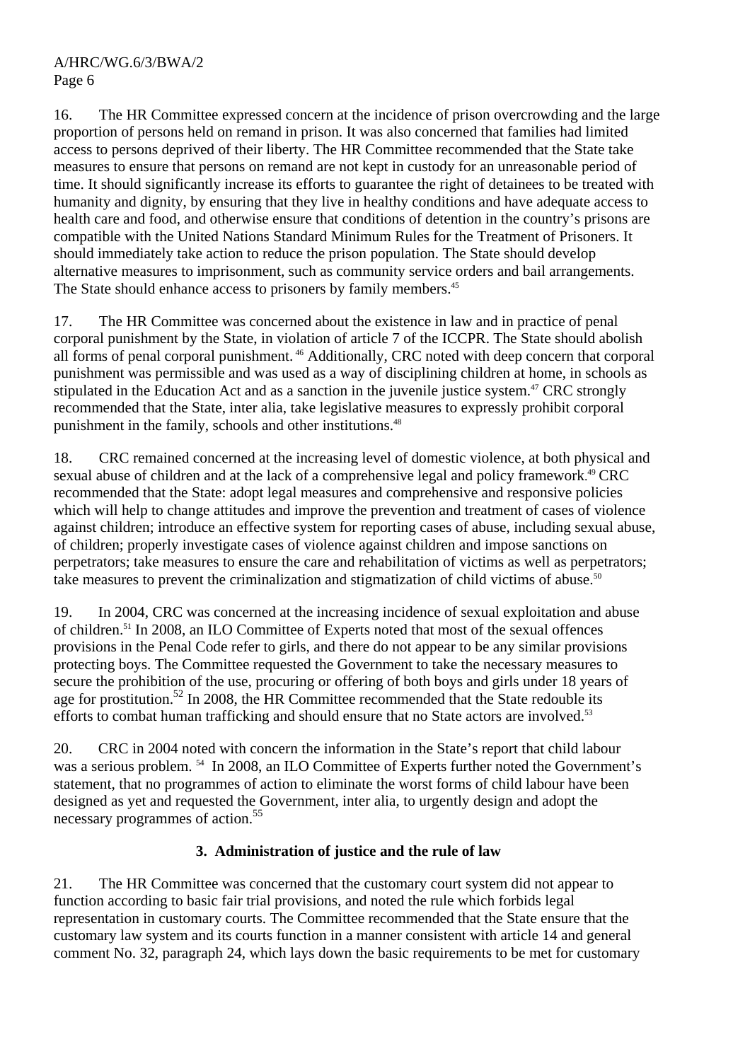16. The HR Committee expressed concern at the incidence of prison overcrowding and the large proportion of persons held on remand in prison. It was also concerned that families had limited access to persons deprived of their liberty. The HR Committee recommended that the State take measures to ensure that persons on remand are not kept in custody for an unreasonable period of time. It should significantly increase its efforts to guarantee the right of detainees to be treated with humanity and dignity, by ensuring that they live in healthy conditions and have adequate access to health care and food, and otherwise ensure that conditions of detention in the country's prisons are compatible with the United Nations Standard Minimum Rules for the Treatment of Prisoners. It should immediately take action to reduce the prison population. The State should develop alternative measures to imprisonment, such as community service orders and bail arrangements. The State should enhance access to prisoners by family members.[45]

17. The HR Committee was concerned about the existence in law and in practice of penal corporal punishment by the State, in violation of article 7 of the ICCPR. The State should abolish all forms of penal corporal punishment.[46] Additionally, CRC noted with deep concern that corporal punishment was permissible and was used as a way of disciplining children at home, in schools as stipulated in the Education Act and as a sanction in the juvenile justice system.[47] CRC strongly recommended that the State, inter alia, take legislative measures to expressly prohibit corporal punishment in the family, schools and other institutions.[48]

18. CRC remained concerned at the increasing level of domestic violence, at both physical and sexual abuse of children and at the lack of a comprehensive legal and policy framework.[49] CRC recommended that the State: adopt legal measures and comprehensive and responsive policies which will help to change attitudes and improve the prevention and treatment of cases of violence against children; introduce an effective system for reporting cases of abuse, including sexual abuse, of children; properly investigate cases of violence against children and impose sanctions on perpetrators; take measures to ensure the care and rehabilitation of victims as well as perpetrators; take measures to prevent the criminalization and stigmatization of child victims of abuse.[50]

19. In 2004, CRC was concerned at the increasing incidence of sexual exploitation and abuse of children.[51] In 2008, an ILO Committee of Experts noted that most of the sexual offences provisions in the Penal Code refer to girls, and there do not appear to be any similar provisions protecting boys. The Committee requested the Government to take the necessary measures to secure the prohibition of the use, procuring or offering of both boys and girls under 18 years of age for prostitution.[52] In 2008, the HR Committee recommended that the State redouble its efforts to combat human trafficking and should ensure that no State actors are involved.[53]

20. CRC in 2004 noted with concern the information in the State's report that child labour was a serious problem.[54] In 2008, an ILO Committee of Experts further noted the Government's statement, that no programmes of action to eliminate the worst forms of child labour have been designed as yet and requested the Government, inter alia, to urgently design and adopt the necessary programmes of action.[55]

### 3. Administration of justice and the rule of law

21. The HR Committee was concerned that the customary court system did not appear to function according to basic fair trial provisions, and noted the rule which forbids legal representation in customary courts. The Committee recommended that the State ensure that the customary law system and its courts function in a manner consistent with article 14 and general comment No. 32, paragraph 24, which lays down the basic requirements to be met for customary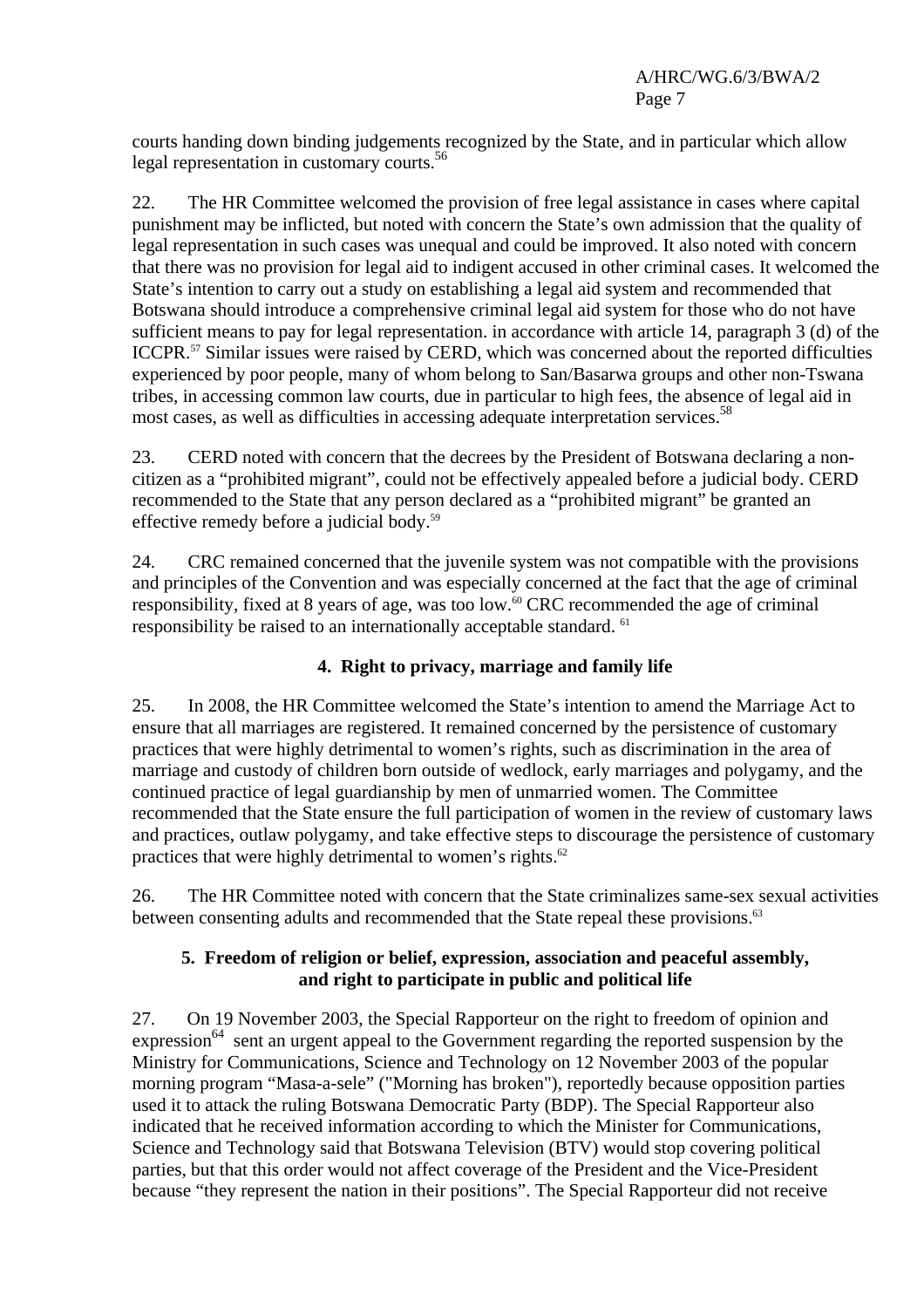courts handing down binding judgements recognized by the State, and in particular which allow legal representation in customary courts.[56]

22. The HR Committee welcomed the provision of free legal assistance in cases where capital punishment may be inflicted, but noted with concern the State's own admission that the quality of legal representation in such cases was unequal and could be improved. It also noted with concern that there was no provision for legal aid to indigent accused in other criminal cases. It welcomed the State's intention to carry out a study on establishing a legal aid system and recommended that Botswana should introduce a comprehensive criminal legal aid system for those who do not have sufficient means to pay for legal representation. in accordance with article 14, paragraph 3 (d) of the ICCPR.[57] Similar issues were raised by CERD, which was concerned about the reported difficulties experienced by poor people, many of whom belong to San/Basarwa groups and other non-Tswana tribes, in accessing common law courts, due in particular to high fees, the absence of legal aid in most cases, as well as difficulties in accessing adequate interpretation services.[58]

23. CERD noted with concern that the decrees by the President of Botswana declaring a non-citizen as a "prohibited migrant", could not be effectively appealed before a judicial body. CERD recommended to the State that any person declared as a "prohibited migrant" be granted an effective remedy before a judicial body.[59]

24. CRC remained concerned that the juvenile system was not compatible with the provisions and principles of the Convention and was especially concerned at the fact that the age of criminal responsibility, fixed at 8 years of age, was too low.[60] CRC recommended the age of criminal responsibility be raised to an internationally acceptable standard. [61]

### 4. Right to privacy, marriage and family life

25. In 2008, the HR Committee welcomed the State's intention to amend the Marriage Act to ensure that all marriages are registered. It remained concerned by the persistence of customary practices that were highly detrimental to women's rights, such as discrimination in the area of marriage and custody of children born outside of wedlock, early marriages and polygamy, and the continued practice of legal guardianship by men of unmarried women. The Committee recommended that the State ensure the full participation of women in the review of customary laws and practices, outlaw polygamy, and take effective steps to discourage the persistence of customary practices that were highly detrimental to women's rights.[62]

26. The HR Committee noted with concern that the State criminalizes same-sex sexual activities between consenting adults and recommended that the State repeal these provisions.[63]

### 5. Freedom of religion or belief, expression, association and peaceful assembly, and right to participate in public and political life

27. On 19 November 2003, the Special Rapporteur on the right to freedom of opinion and expression[64] sent an urgent appeal to the Government regarding the reported suspension by the Ministry for Communications, Science and Technology on 12 November 2003 of the popular morning program "Masa-a-sele" ("Morning has broken"), reportedly because opposition parties used it to attack the ruling Botswana Democratic Party (BDP). The Special Rapporteur also indicated that he received information according to which the Minister for Communications, Science and Technology said that Botswana Television (BTV) would stop covering political parties, but that this order would not affect coverage of the President and the Vice-President because "they represent the nation in their positions". The Special Rapporteur did not receive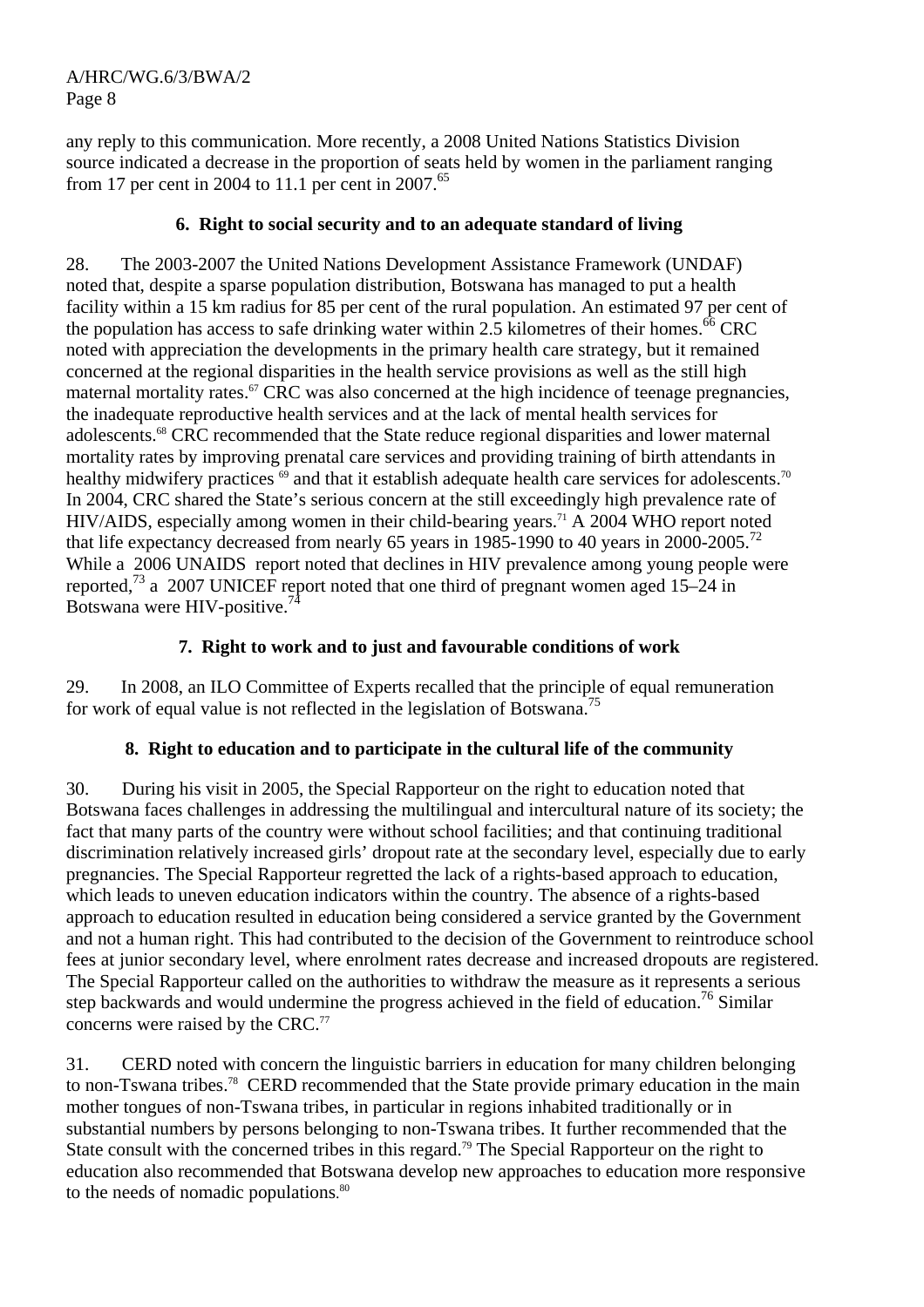any reply to this communication. More recently, a 2008 United Nations Statistics Division source indicated a decrease in the proportion of seats held by women in the parliament ranging from 17 per cent in 2004 to 11.1 per cent in 2007.[65]

### 6. Right to social security and to an adequate standard of living

28. The 2003-2007 the United Nations Development Assistance Framework (UNDAF) noted that, despite a sparse population distribution, Botswana has managed to put a health facility within a 15 km radius for 85 per cent of the rural population. An estimated 97 per cent of the population has access to safe drinking water within 2.5 kilometres of their homes.[66] CRC noted with appreciation the developments in the primary health care strategy, but it remained concerned at the regional disparities in the health service provisions as well as the still high maternal mortality rates.[67] CRC was also concerned at the high incidence of teenage pregnancies, the inadequate reproductive health services and at the lack of mental health services for adolescents.[68] CRC recommended that the State reduce regional disparities and lower maternal mortality rates by improving prenatal care services and providing training of birth attendants in healthy midwifery practices [69] and that it establish adequate health care services for adolescents.[70] In 2004, CRC shared the State's serious concern at the still exceedingly high prevalence rate of HIV/AIDS, especially among women in their child-bearing years.[71] A 2004 WHO report noted that life expectancy decreased from nearly 65 years in 1985-1990 to 40 years in 2000-2005.[72] While a 2006 UNAIDS report noted that declines in HIV prevalence among young people were reported,[73] a 2007 UNICEF report noted that one third of pregnant women aged 15–24 in Botswana were HIV-positive.[74]

### 7. Right to work and to just and favourable conditions of work

29. In 2008, an ILO Committee of Experts recalled that the principle of equal remuneration for work of equal value is not reflected in the legislation of Botswana.[75]

### 8. Right to education and to participate in the cultural life of the community

30. During his visit in 2005, the Special Rapporteur on the right to education noted that Botswana faces challenges in addressing the multilingual and intercultural nature of its society; the fact that many parts of the country were without school facilities; and that continuing traditional discrimination relatively increased girls' dropout rate at the secondary level, especially due to early pregnancies. The Special Rapporteur regretted the lack of a rights-based approach to education, which leads to uneven education indicators within the country. The absence of a rights-based approach to education resulted in education being considered a service granted by the Government and not a human right. This had contributed to the decision of the Government to reintroduce school fees at junior secondary level, where enrolment rates decrease and increased dropouts are registered. The Special Rapporteur called on the authorities to withdraw the measure as it represents a serious step backwards and would undermine the progress achieved in the field of education.[76] Similar concerns were raised by the CRC.[77]

31. CERD noted with concern the linguistic barriers in education for many children belonging to non-Tswana tribes.[78] CERD recommended that the State provide primary education in the main mother tongues of non-Tswana tribes, in particular in regions inhabited traditionally or in substantial numbers by persons belonging to non-Tswana tribes. It further recommended that the State consult with the concerned tribes in this regard.[79] The Special Rapporteur on the right to education also recommended that Botswana develop new approaches to education more responsive to the needs of nomadic populations.[80]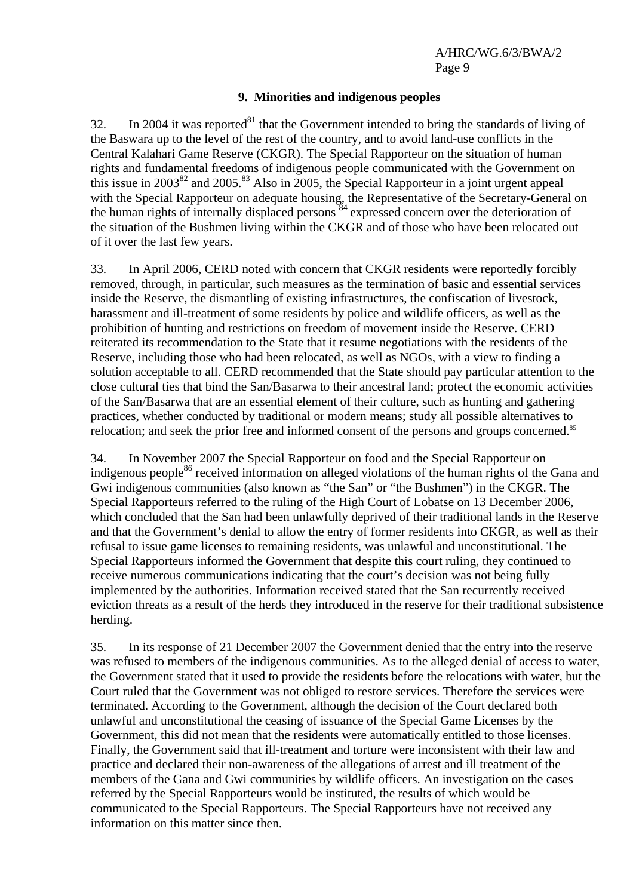### 9. Minorities and indigenous peoples

32. In 2004 it was reported[81] that the Government intended to bring the standards of living of the Baswara up to the level of the rest of the country, and to avoid land-use conflicts in the Central Kalahari Game Reserve (CKGR). The Special Rapporteur on the situation of human rights and fundamental freedoms of indigenous people communicated with the Government on this issue in 2003[82] and 2005.[83] Also in 2005, the Special Rapporteur in a joint urgent appeal with the Special Rapporteur on adequate housing, the Representative of the Secretary-General on the human rights of internally displaced persons [84] expressed concern over the deterioration of the situation of the Bushmen living within the CKGR and of those who have been relocated out of it over the last few years.

33. In April 2006, CERD noted with concern that CKGR residents were reportedly forcibly removed, through, in particular, such measures as the termination of basic and essential services inside the Reserve, the dismantling of existing infrastructures, the confiscation of livestock, harassment and ill-treatment of some residents by police and wildlife officers, as well as the prohibition of hunting and restrictions on freedom of movement inside the Reserve. CERD reiterated its recommendation to the State that it resume negotiations with the residents of the Reserve, including those who had been relocated, as well as NGOs, with a view to finding a solution acceptable to all. CERD recommended that the State should pay particular attention to the close cultural ties that bind the San/Basarwa to their ancestral land; protect the economic activities of the San/Basarwa that are an essential element of their culture, such as hunting and gathering practices, whether conducted by traditional or modern means; study all possible alternatives to relocation; and seek the prior free and informed consent of the persons and groups concerned.[85]

34. In November 2007 the Special Rapporteur on food and the Special Rapporteur on indigenous people[86] received information on alleged violations of the human rights of the Gana and Gwi indigenous communities (also known as "the San" or "the Bushmen") in the CKGR. The Special Rapporteurs referred to the ruling of the High Court of Lobatse on 13 December 2006, which concluded that the San had been unlawfully deprived of their traditional lands in the Reserve and that the Government's denial to allow the entry of former residents into CKGR, as well as their refusal to issue game licenses to remaining residents, was unlawful and unconstitutional. The Special Rapporteurs informed the Government that despite this court ruling, they continued to receive numerous communications indicating that the court's decision was not being fully implemented by the authorities. Information received stated that the San recurrently received eviction threats as a result of the herds they introduced in the reserve for their traditional subsistence herding.

35. In its response of 21 December 2007 the Government denied that the entry into the reserve was refused to members of the indigenous communities. As to the alleged denial of access to water, the Government stated that it used to provide the residents before the relocations with water, but the Court ruled that the Government was not obliged to restore services. Therefore the services were terminated. According to the Government, although the decision of the Court declared both unlawful and unconstitutional the ceasing of issuance of the Special Game Licenses by the Government, this did not mean that the residents were automatically entitled to those licenses. Finally, the Government said that ill-treatment and torture were inconsistent with their law and practice and declared their non-awareness of the allegations of arrest and ill treatment of the members of the Gana and Gwi communities by wildlife officers. An investigation on the cases referred by the Special Rapporteurs would be instituted, the results of which would be communicated to the Special Rapporteurs. The Special Rapporteurs have not received any information on this matter since then.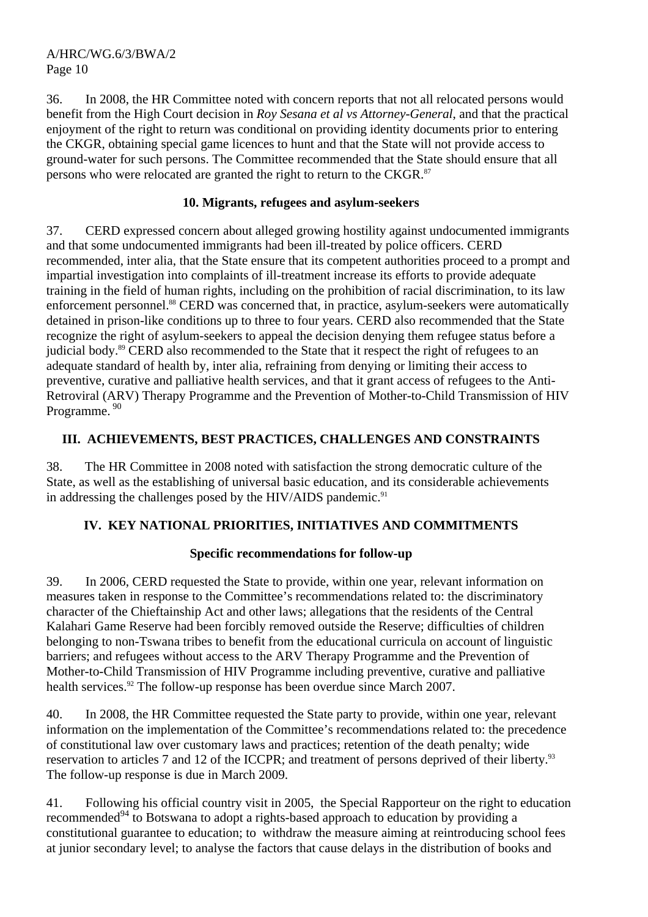36. In 2008, the HR Committee noted with concern reports that not all relocated persons would benefit from the High Court decision in *Roy Sesana et al vs Attorney-General*, and that the practical enjoyment of the right to return was conditional on providing identity documents prior to entering the CKGR, obtaining special game licences to hunt and that the State will not provide access to ground-water for such persons. The Committee recommended that the State should ensure that all persons who were relocated are granted the right to return to the CKGR.[87]

### 10. Migrants, refugees and asylum-seekers

37. CERD expressed concern about alleged growing hostility against undocumented immigrants and that some undocumented immigrants had been ill-treated by police officers. CERD recommended, inter alia, that the State ensure that its competent authorities proceed to a prompt and impartial investigation into complaints of ill-treatment increase its efforts to provide adequate training in the field of human rights, including on the prohibition of racial discrimination, to its law enforcement personnel.[88] CERD was concerned that, in practice, asylum-seekers were automatically detained in prison-like conditions up to three to four years. CERD also recommended that the State recognize the right of asylum-seekers to appeal the decision denying them refugee status before a judicial body.[89] CERD also recommended to the State that it respect the right of refugees to an adequate standard of health by, inter alia, refraining from denying or limiting their access to preventive, curative and palliative health services, and that it grant access of refugees to the Anti-Retroviral (ARV) Therapy Programme and the Prevention of Mother-to-Child Transmission of HIV Programme. [90]

## III. ACHIEVEMENTS, BEST PRACTICES, CHALLENGES AND CONSTRAINTS

38. The HR Committee in 2008 noted with satisfaction the strong democratic culture of the State, as well as the establishing of universal basic education, and its considerable achievements in addressing the challenges posed by the HIV/AIDS pandemic.[91]

## IV. KEY NATIONAL PRIORITIES, INITIATIVES AND COMMITMENTS

### Specific recommendations for follow-up

39. In 2006, CERD requested the State to provide, within one year, relevant information on measures taken in response to the Committee's recommendations related to: the discriminatory character of the Chieftainship Act and other laws; allegations that the residents of the Central Kalahari Game Reserve had been forcibly removed outside the Reserve; difficulties of children belonging to non-Tswana tribes to benefit from the educational curricula on account of linguistic barriers; and refugees without access to the ARV Therapy Programme and the Prevention of Mother-to-Child Transmission of HIV Programme including preventive, curative and palliative health services.[92] The follow-up response has been overdue since March 2007.

40. In 2008, the HR Committee requested the State party to provide, within one year, relevant information on the implementation of the Committee's recommendations related to: the precedence of constitutional law over customary laws and practices; retention of the death penalty; wide reservation to articles 7 and 12 of the ICCPR; and treatment of persons deprived of their liberty.[93] The follow-up response is due in March 2009.

41. Following his official country visit in 2005, the Special Rapporteur on the right to education recommended[94] to Botswana to adopt a rights-based approach to education by providing a constitutional guarantee to education; to withdraw the measure aiming at reintroducing school fees at junior secondary level; to analyse the factors that cause delays in the distribution of books and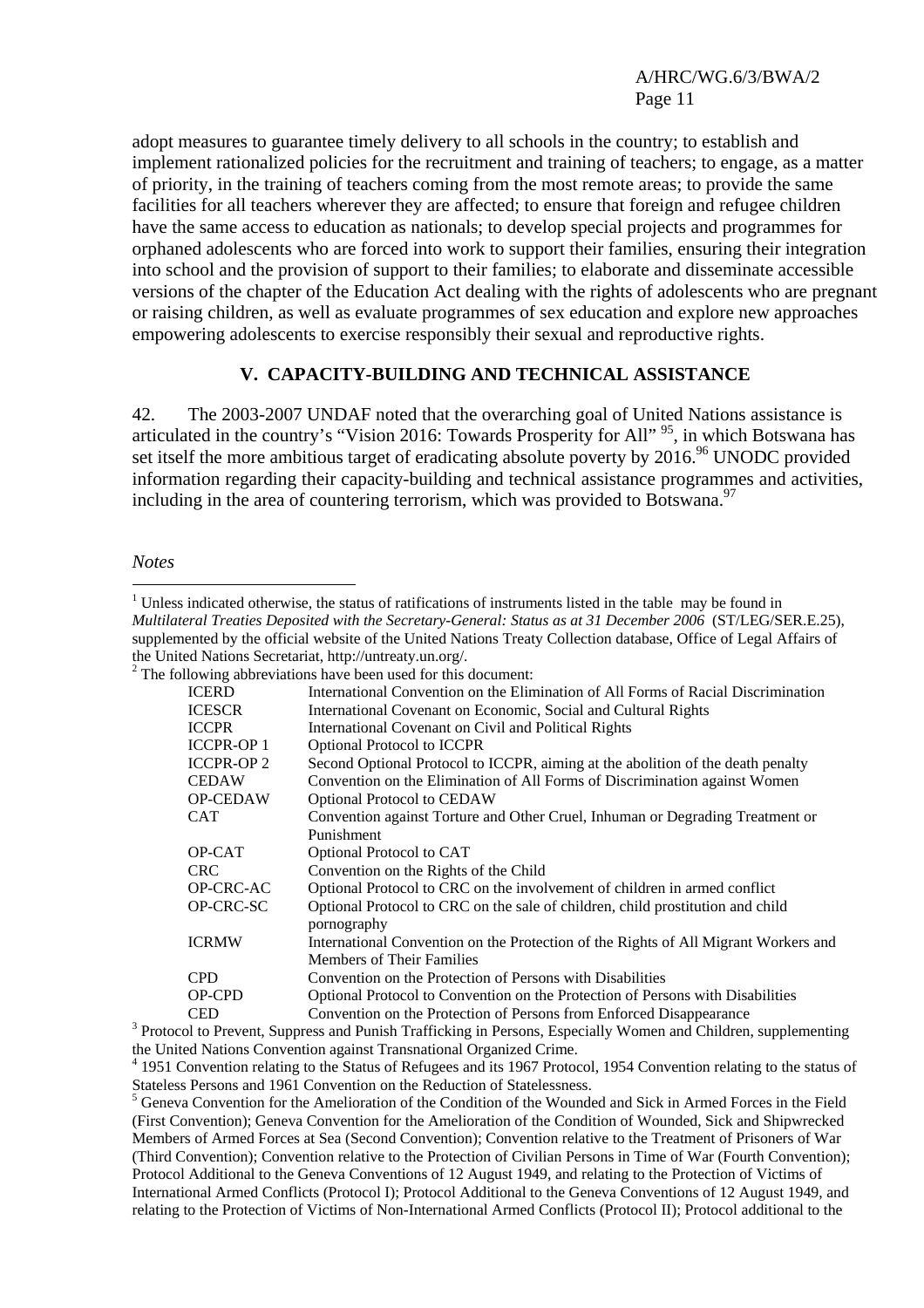adopt measures to guarantee timely delivery to all schools in the country; to establish and implement rationalized policies for the recruitment and training of teachers; to engage, as a matter of priority, in the training of teachers coming from the most remote areas; to provide the same facilities for all teachers wherever they are affected; to ensure that foreign and refugee children have the same access to education as nationals; to develop special projects and programmes for orphaned adolescents who are forced into work to support their families, ensuring their integration into school and the provision of support to their families; to elaborate and disseminate accessible versions of the chapter of the Education Act dealing with the rights of adolescents who are pregnant or raising children, as well as evaluate programmes of sex education and explore new approaches empowering adolescents to exercise responsibly their sexual and reproductive rights.

## V. CAPACITY-BUILDING AND TECHNICAL ASSISTANCE

42. The 2003-2007 UNDAF noted that the overarching goal of United Nations assistance is articulated in the country's "Vision 2016: Towards Prosperity for All" [95], in which Botswana has set itself the more ambitious target of eradicating absolute poverty by 2016.[96] UNODC provided information regarding their capacity-building and technical assistance programmes and activities, including in the area of countering terrorism, which was provided to Botswana.[97]

*Notes*

[1] Unless indicated otherwise, the status of ratifications of instruments listed in the table may be found in *Multilateral Treaties Deposited with the Secretary-General: Status as at 31 December 2006* (ST/LEG/SER.E.25), supplemented by the official website of the United Nations Treaty Collection database, Office of Legal Affairs of the United Nations Secretariat, http://untreaty.un.org/.

[2] The following abbreviations have been used for this document:

| | |
|---|---|
| ICERD | International Convention on the Elimination of All Forms of Racial Discrimination |
| ICESCR | International Covenant on Economic, Social and Cultural Rights |
| ICCPR | International Covenant on Civil and Political Rights |
| ICCPR-OP 1 | Optional Protocol to ICCPR |
| ICCPR-OP 2 | Second Optional Protocol to ICCPR, aiming at the abolition of the death penalty |
| CEDAW | Convention on the Elimination of All Forms of Discrimination against Women |
| OP-CEDAW | Optional Protocol to CEDAW |
| CAT | Convention against Torture and Other Cruel, Inhuman or Degrading Treatment or Punishment |
| OP-CAT | Optional Protocol to CAT |
| CRC | Convention on the Rights of the Child |
| OP-CRC-AC | Optional Protocol to CRC on the involvement of children in armed conflict |
| OP-CRC-SC | Optional Protocol to CRC on the sale of children, child prostitution and child pornography |
| ICRMW | International Convention on the Protection of the Rights of All Migrant Workers and Members of Their Families |
| CPD | Convention on the Protection of Persons with Disabilities |
| OP-CPD | Optional Protocol to Convention on the Protection of Persons with Disabilities |
| CED | Convention on the Protection of Persons from Enforced Disappearance |

[3] Protocol to Prevent, Suppress and Punish Trafficking in Persons, Especially Women and Children, supplementing the United Nations Convention against Transnational Organized Crime.

[4] 1951 Convention relating to the Status of Refugees and its 1967 Protocol, 1954 Convention relating to the status of Stateless Persons and 1961 Convention on the Reduction of Statelessness.

[5] Geneva Convention for the Amelioration of the Condition of the Wounded and Sick in Armed Forces in the Field (First Convention); Geneva Convention for the Amelioration of the Condition of Wounded, Sick and Shipwrecked Members of Armed Forces at Sea (Second Convention); Convention relative to the Treatment of Prisoners of War (Third Convention); Convention relative to the Protection of Civilian Persons in Time of War (Fourth Convention); Protocol Additional to the Geneva Conventions of 12 August 1949, and relating to the Protection of Victims of International Armed Conflicts (Protocol I); Protocol Additional to the Geneva Conventions of 12 August 1949, and relating to the Protection of Victims of Non-International Armed Conflicts (Protocol II); Protocol additional to the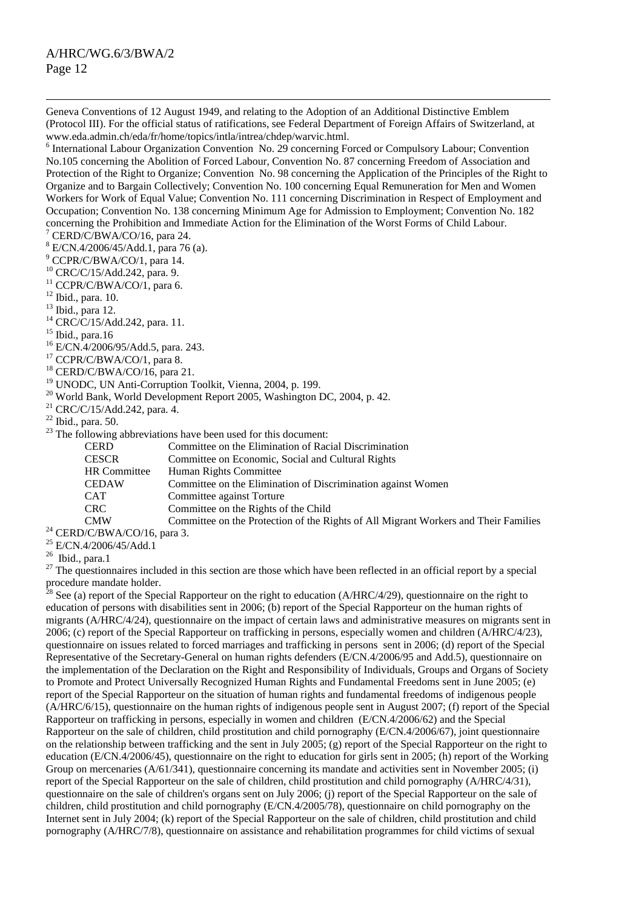Geneva Conventions of 12 August 1949, and relating to the Adoption of an Additional Distinctive Emblem (Protocol III). For the official status of ratifications, see Federal Department of Foreign Affairs of Switzerland, at www.eda.admin.ch/eda/fr/home/topics/intla/intrea/chdep/warvic.html.

[6] International Labour Organization Convention No. 29 concerning Forced or Compulsory Labour; Convention No.105 concerning the Abolition of Forced Labour, Convention No. 87 concerning Freedom of Association and Protection of the Right to Organize; Convention No. 98 concerning the Application of the Principles of the Right to Organize and to Bargain Collectively; Convention No. 100 concerning Equal Remuneration for Men and Women Workers for Work of Equal Value; Convention No. 111 concerning Discrimination in Respect of Employment and Occupation; Convention No. 138 concerning Minimum Age for Admission to Employment; Convention No. 182 concerning the Prohibition and Immediate Action for the Elimination of the Worst Forms of Child Labour.

[7] CERD/C/BWA/CO/16, para 24.

[8] E/CN.4/2006/45/Add.1, para 76 (a).

[9] CCPR/C/BWA/CO/1, para 14.

[10] CRC/C/15/Add.242, para. 9.

[11] CCPR/C/BWA/CO/1, para 6.

[12] Ibid., para. 10.

[13] Ibid., para 12.

[14] CRC/C/15/Add.242, para. 11.

[15] Ibid., para.16

[16] E/CN.4/2006/95/Add.5, para. 243.

[17] CCPR/C/BWA/CO/1, para 8.

[18] CERD/C/BWA/CO/16, para 21.

[19] UNODC, UN Anti-Corruption Toolkit, Vienna, 2004, p. 199.

[20] World Bank, World Development Report 2005, Washington DC, 2004, p. 42.

[21] CRC/C/15/Add.242, para. 4.

[22] Ibid., para. 50.

[23] The following abbreviations have been used for this document:

| | |
|---|---|
| CERD | Committee on the Elimination of Racial Discrimination |
| CESCR | Committee on Economic, Social and Cultural Rights |
| HR Committee | Human Rights Committee |
| CEDAW | Committee on the Elimination of Discrimination against Women |
| CAT | Committee against Torture |
| CRC | Committee on the Rights of the Child |
| CMW | Committee on the Protection of the Rights of All Migrant Workers and Their Families |

[24] CERD/C/BWA/CO/16, para 3.

[25] E/CN.4/2006/45/Add.1

[26] Ibid., para.1

[27] The questionnaires included in this section are those which have been reflected in an official report by a special procedure mandate holder.

[28] See (a) report of the Special Rapporteur on the right to education (A/HRC/4/29), questionnaire on the right to education of persons with disabilities sent in 2006; (b) report of the Special Rapporteur on the human rights of migrants (A/HRC/4/24), questionnaire on the impact of certain laws and administrative measures on migrants sent in 2006; (c) report of the Special Rapporteur on trafficking in persons, especially women and children (A/HRC/4/23), questionnaire on issues related to forced marriages and trafficking in persons sent in 2006; (d) report of the Special Representative of the Secretary-General on human rights defenders (E/CN.4/2006/95 and Add.5), questionnaire on the implementation of the Declaration on the Right and Responsibility of Individuals, Groups and Organs of Society to Promote and Protect Universally Recognized Human Rights and Fundamental Freedoms sent in June 2005; (e) report of the Special Rapporteur on the situation of human rights and fundamental freedoms of indigenous people (A/HRC/6/15), questionnaire on the human rights of indigenous people sent in August 2007; (f) report of the Special Rapporteur on trafficking in persons, especially in women and children (E/CN.4/2006/62) and the Special Rapporteur on the sale of children, child prostitution and child pornography (E/CN.4/2006/67), joint questionnaire on the relationship between trafficking and the sent in July 2005; (g) report of the Special Rapporteur on the right to education (E/CN.4/2006/45), questionnaire on the right to education for girls sent in 2005; (h) report of the Working Group on mercenaries (A/61/341), questionnaire concerning its mandate and activities sent in November 2005; (i) report of the Special Rapporteur on the sale of children, child prostitution and child pornography (A/HRC/4/31), questionnaire on the sale of children's organs sent on July 2006; (j) report of the Special Rapporteur on the sale of children, child prostitution and child pornography (E/CN.4/2005/78), questionnaire on child pornography on the Internet sent in July 2004; (k) report of the Special Rapporteur on the sale of children, child prostitution and child pornography (A/HRC/7/8), questionnaire on assistance and rehabilitation programmes for child victims of sexual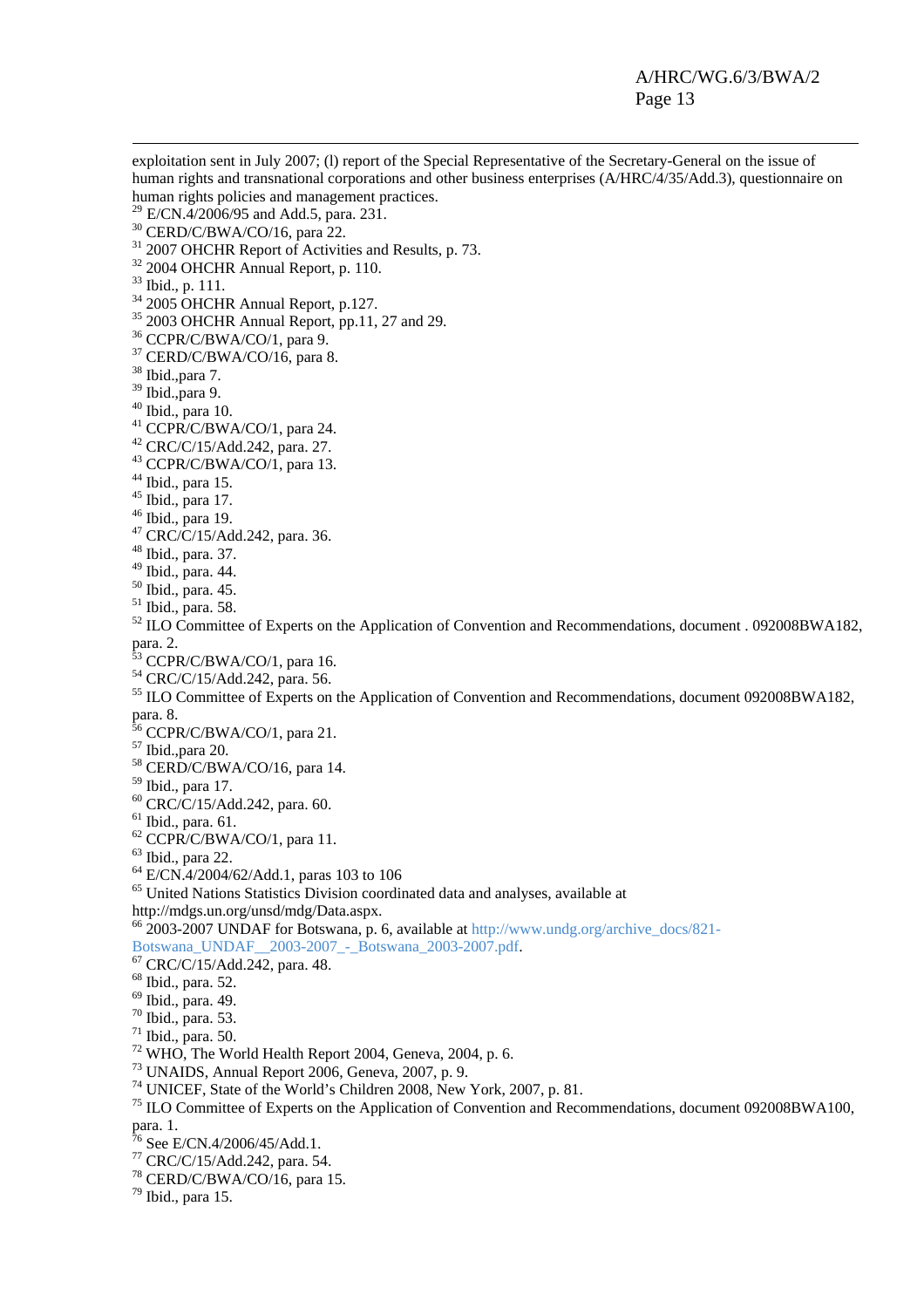exploitation sent in July 2007; (l) report of the Special Representative of the Secretary-General on the issue of human rights and transnational corporations and other business enterprises (A/HRC/4/35/Add.3), questionnaire on human rights policies and management practices.

[29] E/CN.4/2006/95 and Add.5, para. 231.

[30] CERD/C/BWA/CO/16, para 22.

[31] 2007 OHCHR Report of Activities and Results, p. 73.

[32] 2004 OHCHR Annual Report, p. 110.

[33] Ibid., p. 111.

[34] 2005 OHCHR Annual Report, p.127.

[35] 2003 OHCHR Annual Report, pp.11, 27 and 29.

[36] CCPR/C/BWA/CO/1, para 9.

[37] CERD/C/BWA/CO/16, para 8.

[38] Ibid.,para 7.

[39] Ibid.,para 9.

[40] Ibid., para 10.

[41] CCPR/C/BWA/CO/1, para 24.

[42] CRC/C/15/Add.242, para. 27.

[43] CCPR/C/BWA/CO/1, para 13.

[44] Ibid., para 15.

[45] Ibid., para 17.

[46] Ibid., para 19.

[47] CRC/C/15/Add.242, para. 36.

[48] Ibid., para. 37.

[49] Ibid., para. 44.

[50] Ibid., para. 45.

[51] Ibid., para. 58.

[52] ILO Committee of Experts on the Application of Convention and Recommendations, document . 092008BWA182, para. 2.

[53] CCPR/C/BWA/CO/1, para 16.

[54] CRC/C/15/Add.242, para. 56.

[55] ILO Committee of Experts on the Application of Convention and Recommendations, document 092008BWA182, para. 8.

[56] CCPR/C/BWA/CO/1, para 21.

[57] Ibid.,para 20.

[58] CERD/C/BWA/CO/16, para 14.

[59] Ibid., para 17.

[60] CRC/C/15/Add.242, para. 60.

[61] Ibid., para. 61.

[62] CCPR/C/BWA/CO/1, para 11.

[63] Ibid., para 22.

[64] E/CN.4/2004/62/Add.1, paras 103 to 106

[65] United Nations Statistics Division coordinated data and analyses, available at http://mdgs.un.org/unsd/mdg/Data.aspx.

[66] 2003-2007 UNDAF for Botswana, p. 6, available at http://www.undg.org/archive_docs/821-Botswana_UNDAF__2003-2007_-_Botswana_2003-2007.pdf.

[67] CRC/C/15/Add.242, para. 48.

[68] Ibid., para. 52.

[69] Ibid., para. 49.

[70] Ibid., para. 53.

[71] Ibid., para. 50.

[72] WHO, The World Health Report 2004, Geneva, 2004, p. 6.

[73] UNAIDS, Annual Report 2006, Geneva, 2007, p. 9.

[74] UNICEF, State of the World's Children 2008, New York, 2007, p. 81.

[75] ILO Committee of Experts on the Application of Convention and Recommendations, document 092008BWA100, para. 1.

[76] See E/CN.4/2006/45/Add.1.

[77] CRC/C/15/Add.242, para. 54.

[78] CERD/C/BWA/CO/16, para 15.

[79] Ibid., para 15.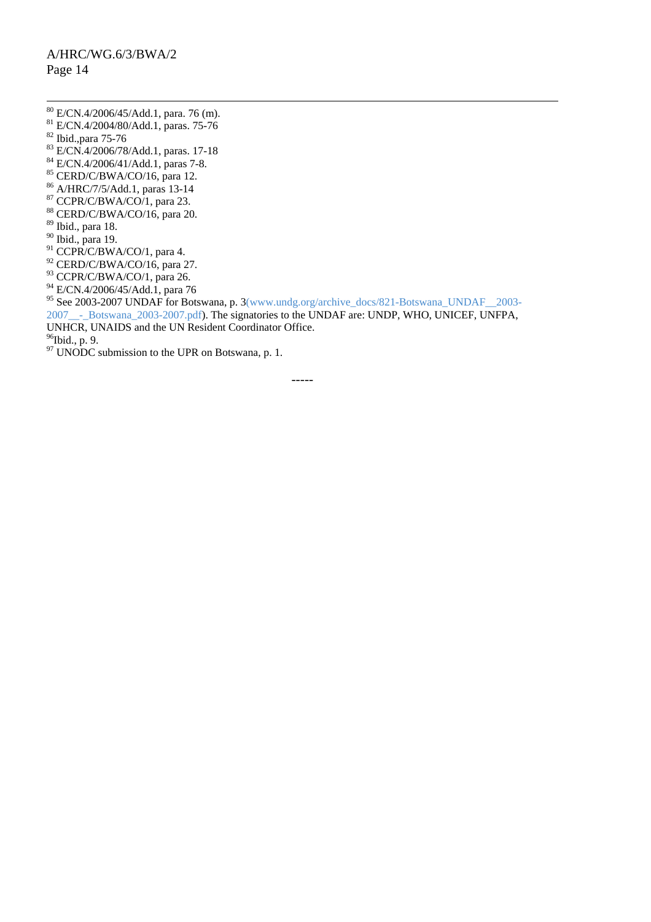[80] E/CN.4/2006/45/Add.1, para. 76 (m).
[81] E/CN.4/2004/80/Add.1, paras. 75-76
[82] Ibid.,para 75-76
[83] E/CN.4/2006/78/Add.1, paras. 17-18
[84] E/CN.4/2006/41/Add.1, paras 7-8.
[85] CERD/C/BWA/CO/16, para 12.
[86] A/HRC/7/5/Add.1, paras 13-14
[87] CCPR/C/BWA/CO/1, para 23.
[88] CERD/C/BWA/CO/16, para 20.
[89] Ibid., para 18.
[90] Ibid., para 19.
[91] CCPR/C/BWA/CO/1, para 4.
[92] CERD/C/BWA/CO/16, para 27.
[93] CCPR/C/BWA/CO/1, para 26.
[94] E/CN.4/2006/45/Add.1, para 76
[95] See 2003-2007 UNDAF for Botswana, p. 3(www.undg.org/archive_docs/821-Botswana_UNDAF__2003-2007__-_Botswana_2003-2007.pdf). The signatories to the UNDAF are: UNDP, WHO, UNICEF, UNFPA, UNHCR, UNAIDS and the UN Resident Coordinator Office.
[96] Ibid., p. 9.
[97] UNODC submission to the UPR on Botswana, p. 1.

-----